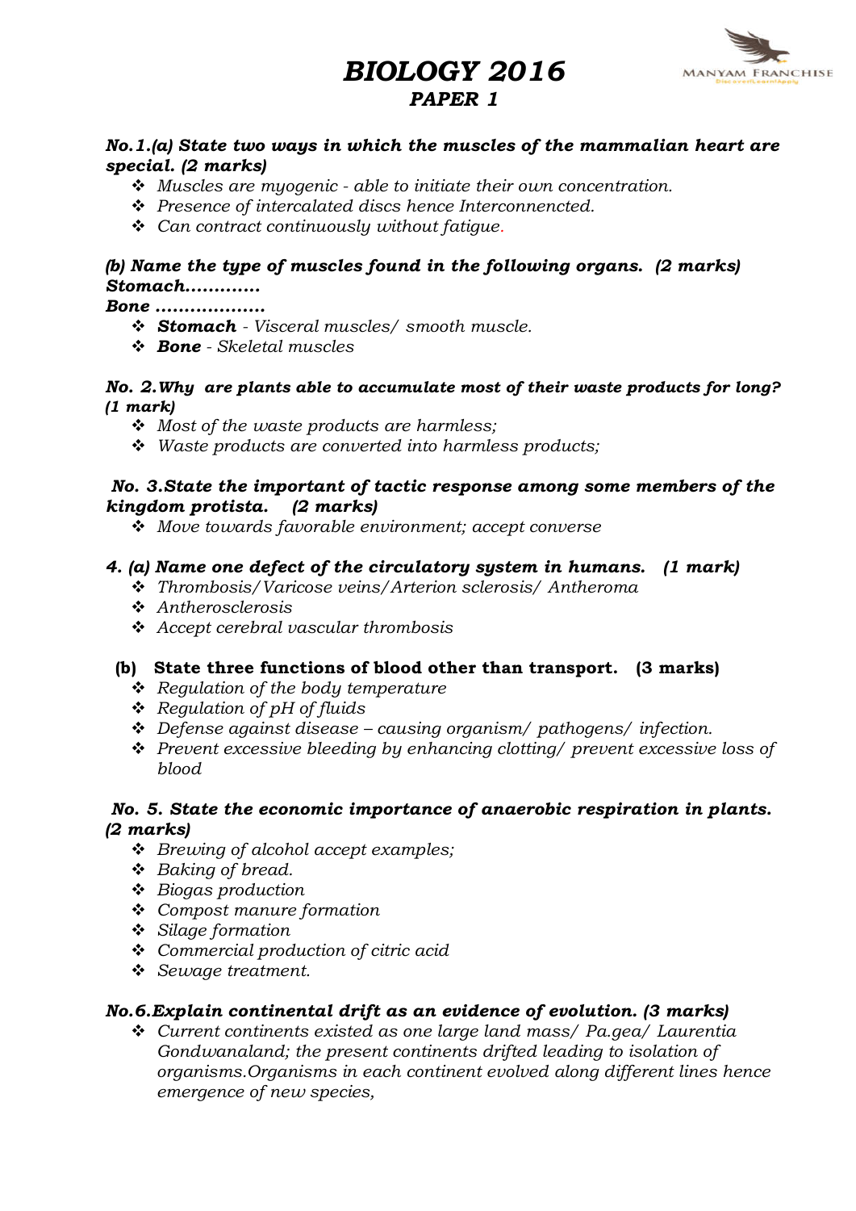# BIOLOGY 2016

## PAPER 1

***No.1.(a) State two ways in which the muscles of the mammalian heart are special. (2 marks)***

- *Muscles are myogenic - able to initiate their own concentration.*
- *Presence of intercalated discs hence Interconnected.*
- *Can contract continuously without fatigue.*

***(b) Name the type of muscles found in the following organs. (2 marks)***
***Stomach…………***
***Bone ………………***

- ***Stomach** - Visceral muscles/ smooth muscle.*
- ***Bone** - Skeletal muscles*

***No. 2.Why are plants able to accumulate most of their waste products for long? (1 mark)***

- *Most of the waste products are harmless;*
- *Waste products are converted into harmless products;*

***No. 3.State the important of tactic response among some members of the kingdom protista. (2 marks)***

- *Move towards favorable environment; accept converse*

***4. (a) Name one defect of the circulatory system in humans. (1 mark)***

- *Thrombosis/Varicose veins/Arterion sclerosis/ Antheroma*
- *Antherosclerosis*
- *Accept cerebral vascular thrombosis*

**(b) State three functions of blood other than transport. (3 marks)**

- *Regulation of the body temperature*
- *Regulation of pH of fluids*
- *Defense against disease – causing organism/ pathogens/ infection.*
- *Prevent excessive bleeding by enhancing clotting/ prevent excessive loss of blood*

***No. 5. State the economic importance of anaerobic respiration in plants. (2 marks)***

- *Brewing of alcohol accept examples;*
- *Baking of bread.*
- *Biogas production*
- *Compost manure formation*
- *Silage formation*
- *Commercial production of citric acid*
- *Sewage treatment.*

***No.6.Explain continental drift as an evidence of evolution. (3 marks)***

- *Current continents existed as one large land mass/ Pa.gea/ Laurentia Gondwanaland; the present continents drifted leading to isolation of organisms.Organisms in each continent evolved along different lines hence emergence of new species,*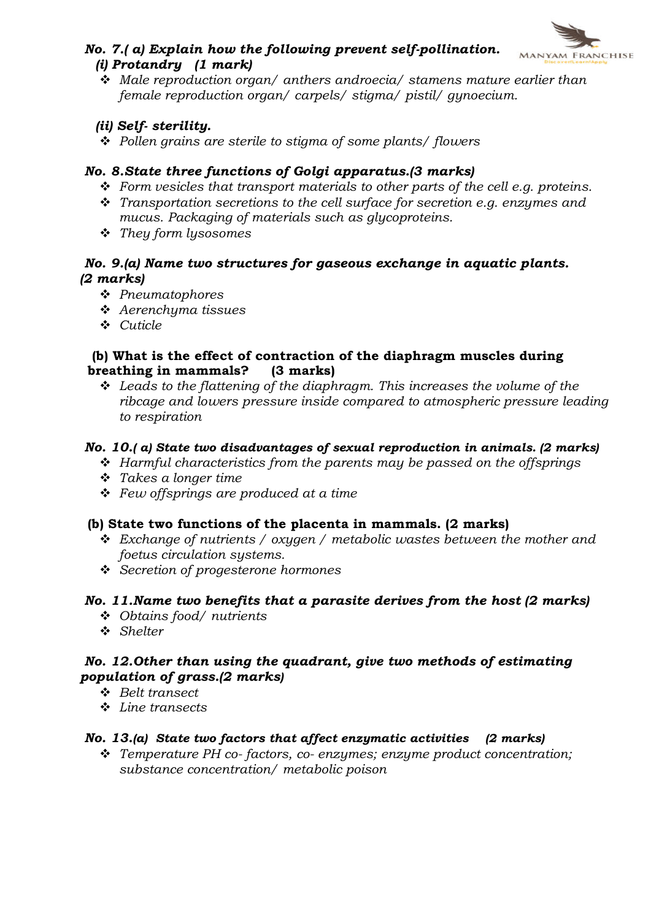***No. 7.( a) Explain how the following prevent self-pollination.***
***(i) Protandry (1 mark)***

- *Male reproduction organ/ anthers androecia/ stamens mature earlier than female reproduction organ/ carpels/ stigma/ pistil/ gynoecium.*

***(ii) Self- sterility.***

- *Pollen grains are sterile to stigma of some plants/ flowers*

***No. 8.State three functions of Golgi apparatus.(3 marks)***

- *Form vesicles that transport materials to other parts of the cell e.g. proteins.*
- *Transportation secretions to the cell surface for secretion e.g. enzymes and mucus. Packaging of materials such as glycoproteins.*
- *They form lysosomes*

***No. 9.(a) Name two structures for gaseous exchange in aquatic plants. (2 marks)***

- *Pneumatophores*
- *Aerenchyma tissues*
- *Cuticle*

**(b) What is the effect of contraction of the diaphragm muscles during breathing in mammals? (3 marks)**

- *Leads to the flattening of the diaphragm. This increases the volume of the ribcage and lowers pressure inside compared to atmospheric pressure leading to respiration*

***No. 10.( a) State two disadvantages of sexual reproduction in animals. (2 marks)***

- *Harmful characteristics from the parents may be passed on the offsprings*
- *Takes a longer time*
- *Few offsprings are produced at a time*

**(b) State two functions of the placenta in mammals. (2 marks)**

- *Exchange of nutrients / oxygen / metabolic wastes between the mother and foetus circulation systems.*
- *Secretion of progesterone hormones*

***No. 11.Name two benefits that a parasite derives from the host (2 marks)***

- *Obtains food/ nutrients*
- *Shelter*

***No. 12.Other than using the quadrant, give two methods of estimating population of grass.(2 marks)***

- *Belt transect*
- *Line transects*

***No. 13.(a) State two factors that affect enzymatic activities (2 marks)***

- *Temperature PH co- factors, co- enzymes; enzyme product concentration; substance concentration/ metabolic poison*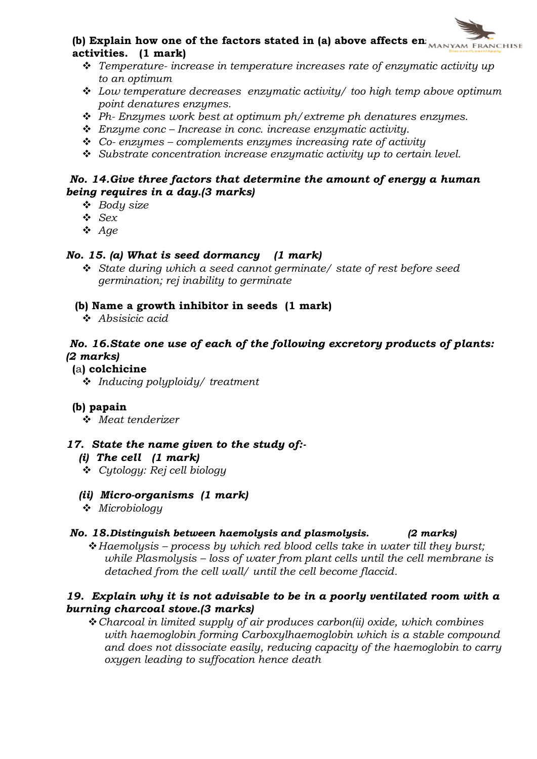**(b) Explain how one of the factors stated in (a) above affects enzyme activities. (1 mark)**

- *Temperature- increase in temperature increases rate of enzymatic activity up to an optimum*
- *Low temperature decreases enzymatic activity/ too high temp above optimum point denatures enzymes.*
- *Ph- Enzymes work best at optimum ph/extreme ph denatures enzymes.*
- *Enzyme conc – Increase in conc. increase enzymatic activity.*
- *Co- enzymes – complements enzymes increasing rate of activity*
- *Substrate concentration increase enzymatic activity up to certain level.*

***No. 14.Give three factors that determine the amount of energy a human being requires in a day.(3 marks)***

- *Body size*
- *Sex*
- *Age*

***No. 15. (a) What is seed dormancy (1 mark)***

- *State during which a seed cannot germinate/ state of rest before seed germination; rej inability to germinate*

**(b) Name a growth inhibitor in seeds (1 mark)**

- *Absisicic acid*

***No. 16.State one use of each of the following excretory products of plants: (2 marks)***

**(a) colchicine**

- *Inducing polyploidy/ treatment*

**(b) papain**

- *Meat tenderizer*

***17. State the name given to the study of:-***

***(i) The cell (1 mark)***

- *Cytology: Rej cell biology*

***(ii) Micro-organisms (1 mark)***

- *Microbiology*

***No. 18.Distinguish between haemolysis and plasmolysis. (2 marks)***

- *Haemolysis – process by which red blood cells take in water till they burst; while Plasmolysis – loss of water from plant cells until the cell membrane is detached from the cell wall/ until the cell become flaccid.*

***19. Explain why it is not advisable to be in a poorly ventilated room with a burning charcoal stove.(3 marks)***

- *Charcoal in limited supply of air produces carbon(ii) oxide, which combines with haemoglobin forming Carboxylhaemoglobin which is a stable compound and does not dissociate easily, reducing capacity of the haemoglobin to carry oxygen leading to suffocation hence death*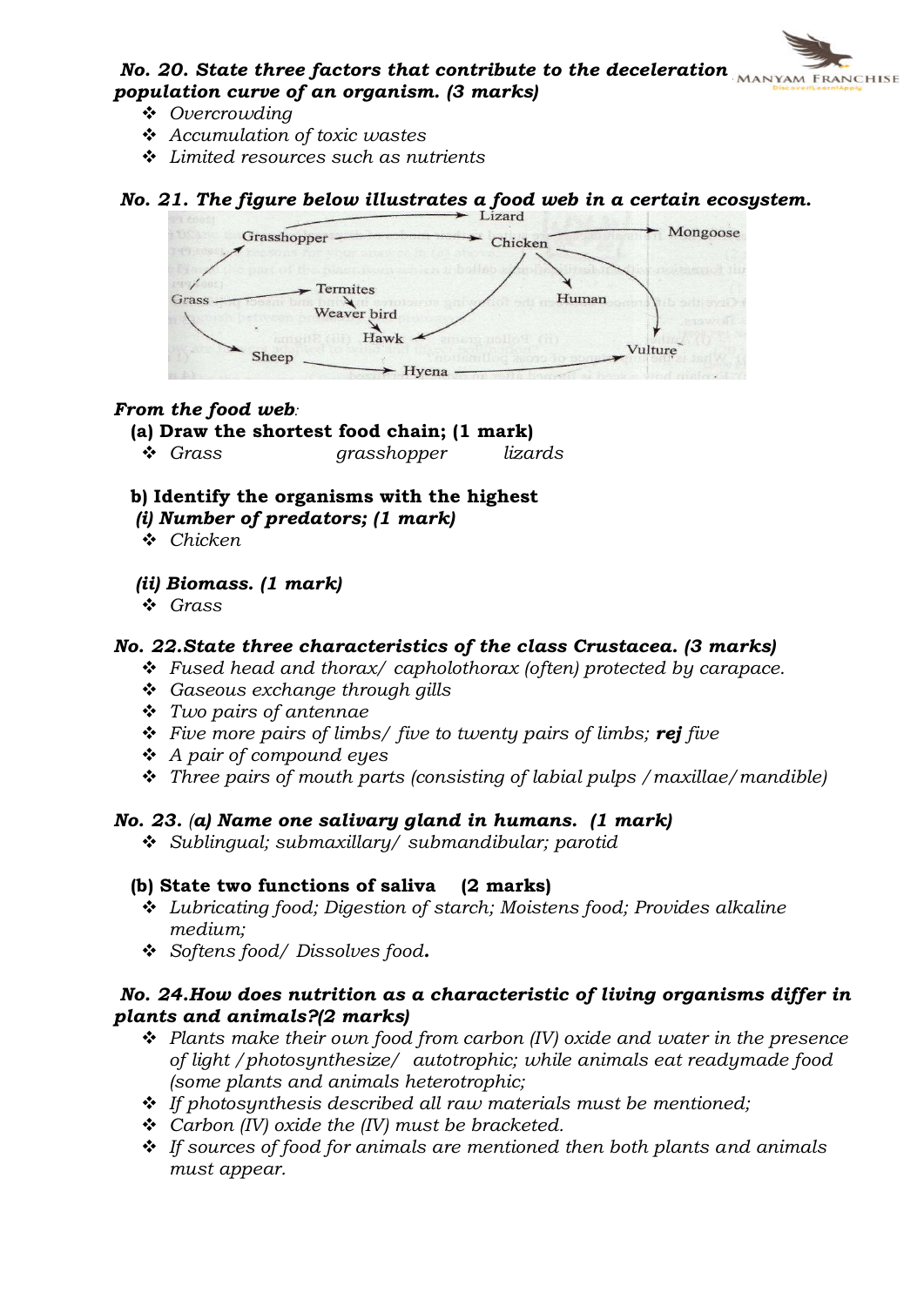**No. 20. State three factors that contribute to the deceleration population curve of an organism. (3 marks)**

- *Overcrowding*
- *Accumulation of toxic wastes*
- *Limited resources such as nutrients*

**No. 21. The figure below illustrates a food web in a certain ecosystem.**

**From the food web:**

**(a) Draw the shortest food chain; (1 mark)**

- *Grass grasshopper lizards*

**b) Identify the organisms with the highest**

***(i) Number of predators; (1 mark)***

- *Chicken*

***(ii) Biomass. (1 mark)***

- *Grass*

**No. 22.State three characteristics of the class Crustacea. (3 marks)**

- *Fused head and thorax/ capholothorax (often) protected by carapace.*
- *Gaseous exchange through gills*
- *Two pairs of antennae*
- *Five more pairs of limbs/ five to twenty pairs of limbs;* ***rej*** *five*
- *A pair of compound eyes*
- *Three pairs of mouth parts (consisting of labial pulps /maxillae/mandible)*

**No. 23. (a) Name one salivary gland in humans. (1 mark)**

- *Sublingual; submaxillary/ submandibular; parotid*

**(b) State two functions of saliva (2 marks)**

- *Lubricating food; Digestion of starch; Moistens food; Provides alkaline medium;*
- *Softens food/ Dissolves food.*

**No. 24.How does nutrition as a characteristic of living organisms differ in plants and animals?(2 marks)**

- *Plants make their own food from carbon (IV) oxide and water in the presence of light /photosynthesize/ autotrophic; while animals eat readymade food (some plants and animals heterotrophic;*
- *If photosynthesis described all raw materials must be mentioned;*
- *Carbon (IV) oxide the (IV) must be bracketed.*
- *If sources of food for animals are mentioned then both plants and animals must appear.*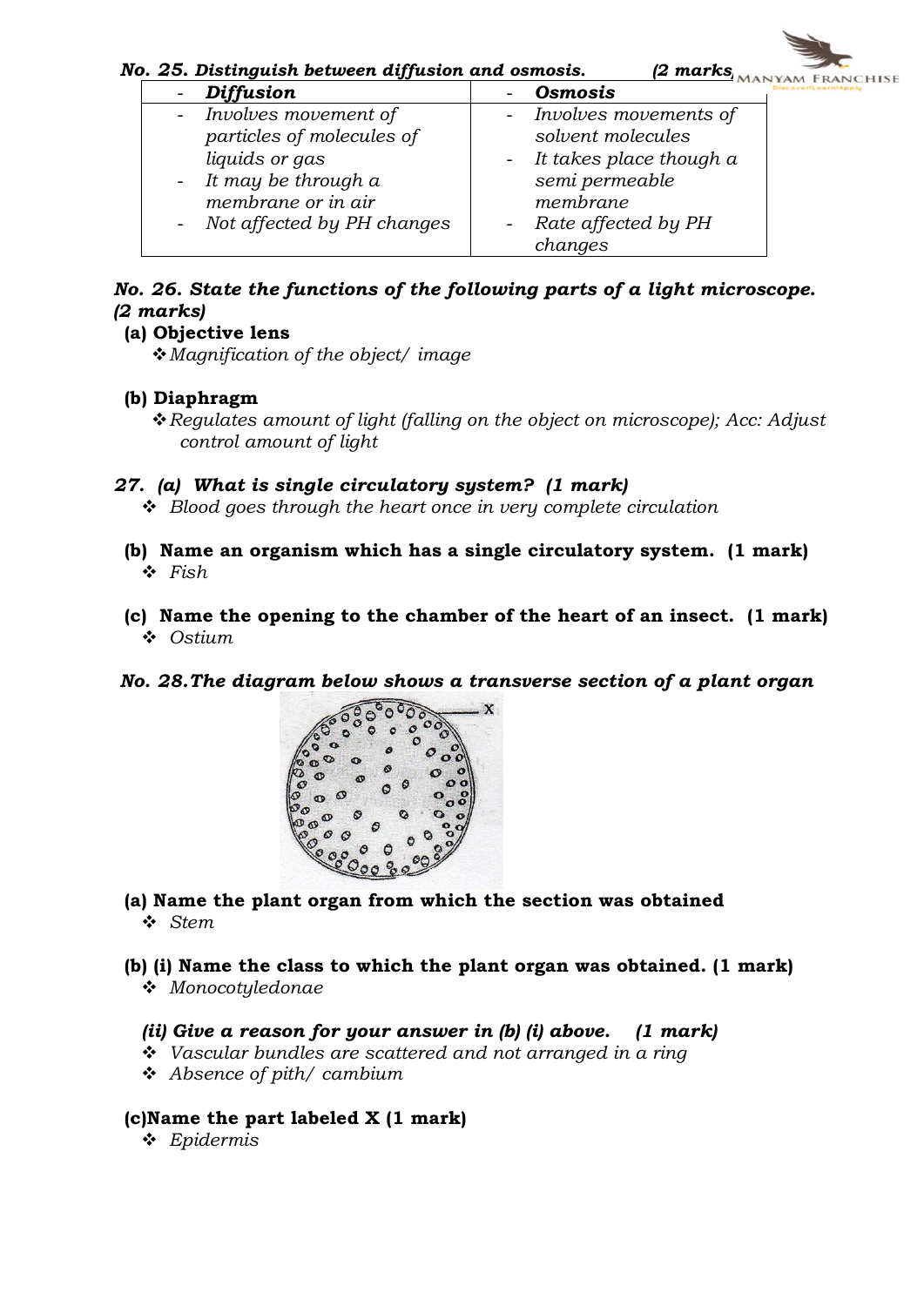***No. 25. Distinguish between diffusion and osmosis.*** ***(2 marks)***

| - ***Diffusion*** | - ***Osmosis*** |
|---|---|
| - *Involves movement of particles of molecules of liquids or gas*<br>- *It may be through a membrane or in air*<br>- *Not affected by PH changes* | - *Involves movements of solvent molecules*<br>- *It takes place though a semi permeable membrane*<br>- *Rate affected by PH changes* |

***No. 26. State the functions of the following parts of a light microscope. (2 marks)***

**(a) Objective lens**

❖ *Magnification of the object/ image*

**(b) Diaphragm**

❖ *Regulates amount of light (falling on the object on microscope); Acc: Adjust control amount of light*

***27. (a) What is single circulatory system? (1 mark)***

❖ *Blood goes through the heart once in very complete circulation*

**(b) Name an organism which has a single circulatory system. (1 mark)**

❖ *Fish*

**(c) Name the opening to the chamber of the heart of an insect. (1 mark)**

❖ *Ostium*

***No. 28. The diagram below shows a transverse section of a plant organ***

**(a) Name the plant organ from which the section was obtained**

❖ *Stem*

**(b) (i) Name the class to which the plant organ was obtained. (1 mark)**

❖ *Monocotyledonae*

***(ii) Give a reason for your answer in (b) (i) above. (1 mark)***

❖ *Vascular bundles are scattered and not arranged in a ring*

❖ *Absence of pith/ cambium*

**(c) Name the part labeled X (1 mark)**

❖ *Epidermis*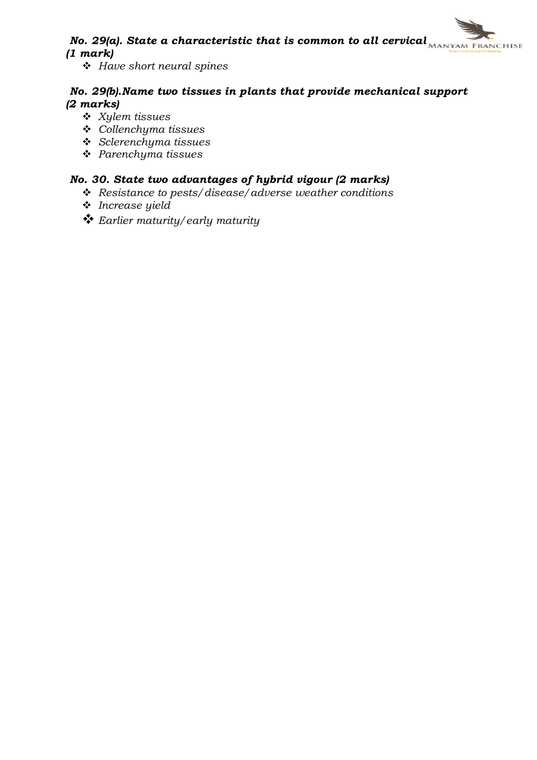***No. 29(a). State a characteristic that is common to all cervical (1 mark)***

- *Have short neural spines*

***No. 29(b).Name two tissues in plants that provide mechanical support (2 marks)***

- *Xylem tissues*
- *Collenchyma tissues*
- *Sclerenchyma tissues*
- *Parenchyma tissues*

***No. 30. State two advantages of hybrid vigour (2 marks)***

- *Resistance to pests/disease/adverse weather conditions*
- *Increase yield*
- *Earlier maturity/early maturity*